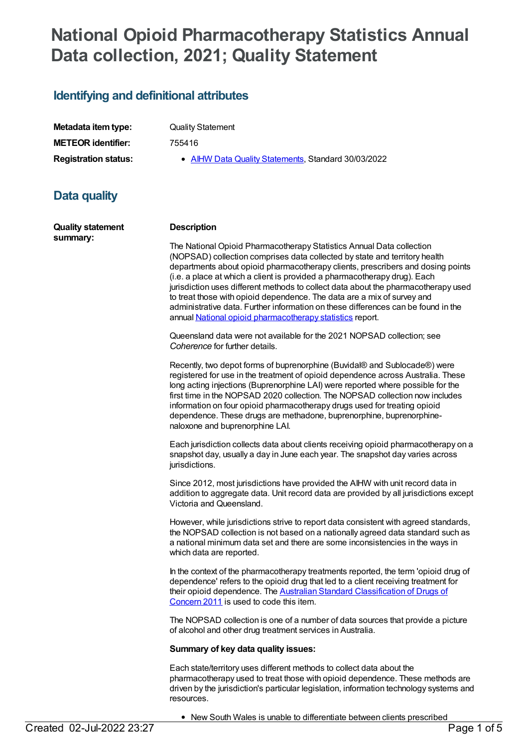# National Opioid Pharmacotherapy Statistics Annual Data collection, 2021; Quality Statement

## Identifying and definitional attributes

| | |
|---|---|
| **Metadata item type:** | Quality Statement |
| **METEOR identifier:** | 755416 |
| **Registration status:** | • AIHW Data Quality Statements, Standard 30/03/2022 |

## Data quality

**Quality statement summary:**

**Description**

The National Opioid Pharmacotherapy Statistics Annual Data collection (NOPSAD) collection comprises data collected by state and territory health departments about opioid pharmacotherapy clients, prescribers and dosing points (i.e. a place at which a client is provided a pharmacotherapy drug). Each jurisdiction uses different methods to collect data about the pharmacotherapy used to treat those with opioid dependence. The data are a mix of survey and administrative data. Further information on these differences can be found in the annual National opioid pharmacotherapy statistics report.

Queensland data were not available for the 2021 NOPSAD collection; see *Coherence* for further details.

Recently, two depot forms of buprenorphine (Buvidal® and Sublocade®) were registered for use in the treatment of opioid dependence across Australia. These long acting injections (Buprenorphine LAI) were reported where possible for the first time in the NOPSAD 2020 collection. The NOPSAD collection now includes information on four opioid pharmacotherapy drugs used for treating opioid dependence. These drugs are methadone, buprenorphine, buprenorphine-naloxone and buprenorphine LAI.

Each jurisdiction collects data about clients receiving opioid pharmacotherapy on a snapshot day, usually a day in June each year. The snapshot day varies across jurisdictions.

Since 2012, most jurisdictions have provided the AIHW with unit record data in addition to aggregate data. Unit record data are provided by all jurisdictions except Victoria and Queensland.

However, while jurisdictions strive to report data consistent with agreed standards, the NOPSAD collection is not based on a nationally agreed data standard such as a national minimum data set and there are some inconsistencies in the ways in which data are reported.

In the context of the pharmacotherapy treatments reported, the term 'opioid drug of dependence' refers to the opioid drug that led to a client receiving treatment for their opioid dependence. The Australian Standard Classification of Drugs of Concern 2011 is used to code this item.

The NOPSAD collection is one of a number of data sources that provide a picture of alcohol and other drug treatment services in Australia.

**Summary of key data quality issues:**

Each state/territory uses different methods to collect data about the pharmacotherapy used to treat those with opioid dependence. These methods are driven by the jurisdiction's particular legislation, information technology systems and resources.

- New South Wales is unable to differentiate between clients prescribed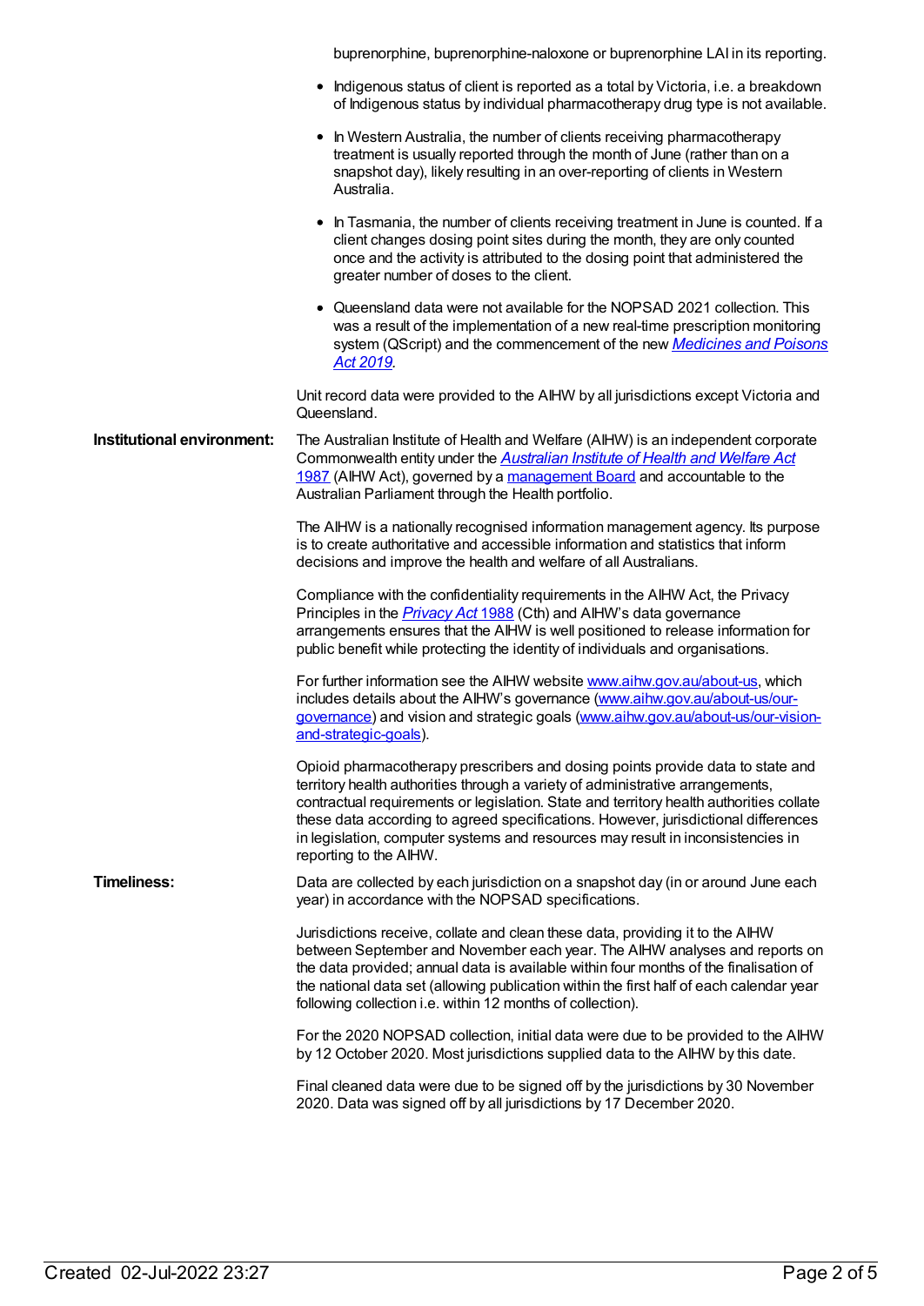buprenorphine, buprenorphine-naloxone or buprenorphine LAI in its reporting.

- Indigenous status of client is reported as a total by Victoria, i.e. a breakdown of Indigenous status by individual pharmacotherapy drug type is not available.
- In Western Australia, the number of clients receiving pharmacotherapy treatment is usually reported through the month of June (rather than on a snapshot day), likely resulting in an over-reporting of clients in Western Australia.
- In Tasmania, the number of clients receiving treatment in June is counted. If a client changes dosing point sites during the month, they are only counted once and the activity is attributed to the dosing point that administered the greater number of doses to the client.
- Queensland data were not available for the NOPSAD 2021 collection. This was a result of the implementation of a new real-time prescription monitoring system (QScript) and the commencement of the new *Medicines and Poisons Act 2019*.

Unit record data were provided to the AIHW by all jurisdictions except Victoria and Queensland.

**Institutional environment:**

The Australian Institute of Health and Welfare (AIHW) is an independent corporate Commonwealth entity under the *Australian Institute of Health and Welfare Act* 1987 (AIHW Act), governed by a management Board and accountable to the Australian Parliament through the Health portfolio.

The AIHW is a nationally recognised information management agency. Its purpose is to create authoritative and accessible information and statistics that inform decisions and improve the health and welfare of all Australians.

Compliance with the confidentiality requirements in the AIHW Act, the Privacy Principles in the *Privacy Act* 1988 (Cth) and AIHW's data governance arrangements ensures that the AIHW is well positioned to release information for public benefit while protecting the identity of individuals and organisations.

For further information see the AIHW website www.aihw.gov.au/about-us, which includes details about the AIHW's governance (www.aihw.gov.au/about-us/our-governance) and vision and strategic goals (www.aihw.gov.au/about-us/our-vision-and-strategic-goals).

Opioid pharmacotherapy prescribers and dosing points provide data to state and territory health authorities through a variety of administrative arrangements, contractual requirements or legislation. State and territory health authorities collate these data according to agreed specifications. However, jurisdictional differences in legislation, computer systems and resources may result in inconsistencies in reporting to the AIHW.

**Timeliness:**

Data are collected by each jurisdiction on a snapshot day (in or around June each year) in accordance with the NOPSAD specifications.

Jurisdictions receive, collate and clean these data, providing it to the AIHW between September and November each year. The AIHW analyses and reports on the data provided; annual data is available within four months of the finalisation of the national data set (allowing publication within the first half of each calendar year following collection i.e. within 12 months of collection).

For the 2020 NOPSAD collection, initial data were due to be provided to the AIHW by 12 October 2020. Most jurisdictions supplied data to the AIHW by this date.

Final cleaned data were due to be signed off by the jurisdictions by 30 November 2020. Data was signed off by all jurisdictions by 17 December 2020.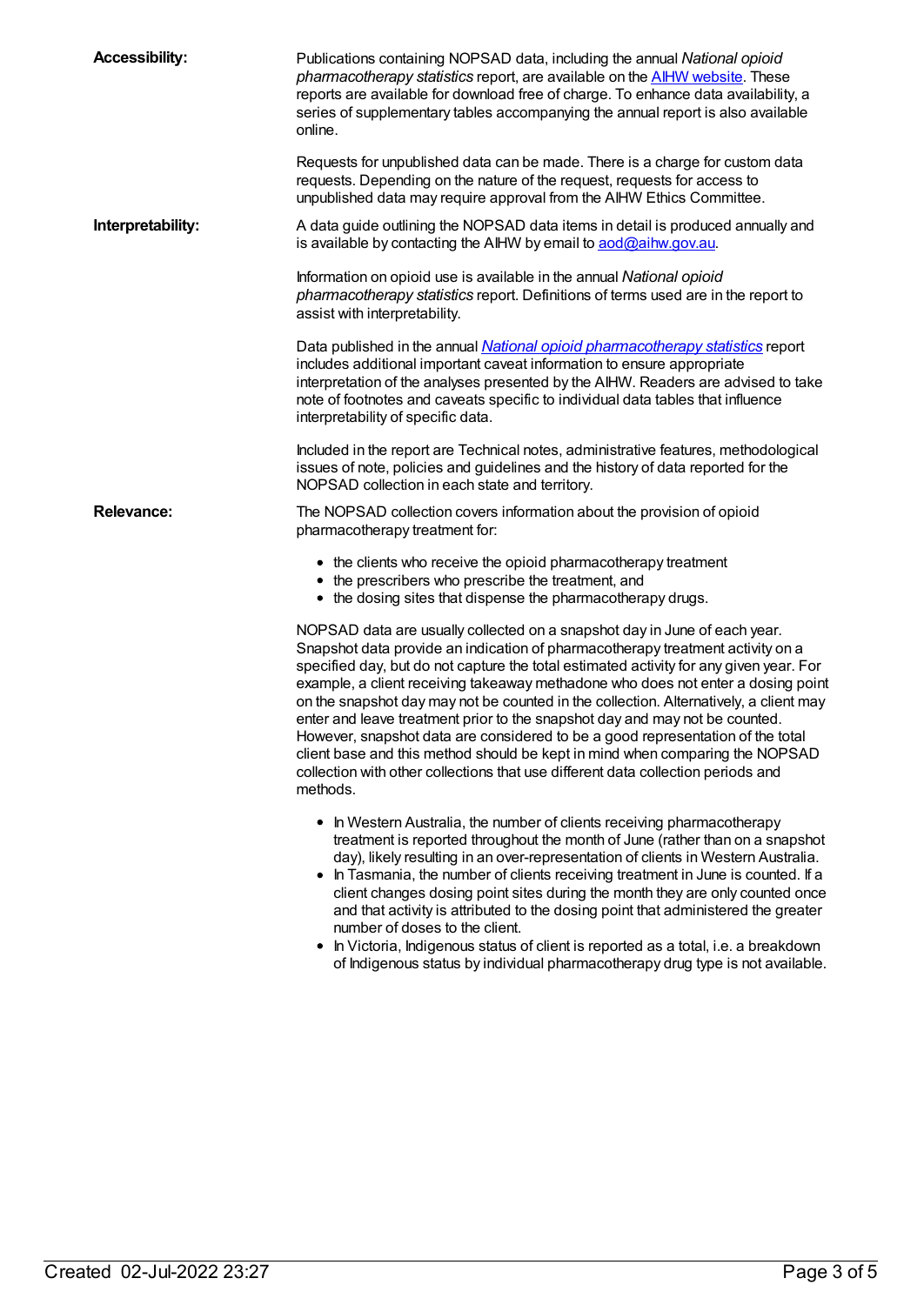**Accessibility:**

Publications containing NOPSAD data, including the annual *National opioid pharmacotherapy statistics* report, are available on the AIHW website. These reports are available for download free of charge. To enhance data availability, a series of supplementary tables accompanying the annual report is also available online.

Requests for unpublished data can be made. There is a charge for custom data requests. Depending on the nature of the request, requests for access to unpublished data may require approval from the AIHW Ethics Committee.

**Interpretability:**

A data guide outlining the NOPSAD data items in detail is produced annually and is available by contacting the AIHW by email to aod@aihw.gov.au.

Information on opioid use is available in the annual *National opioid pharmacotherapy statistics* report. Definitions of terms used are in the report to assist with interpretability.

Data published in the annual *National opioid pharmacotherapy statistics* report includes additional important caveat information to ensure appropriate interpretation of the analyses presented by the AIHW. Readers are advised to take note of footnotes and caveats specific to individual data tables that influence interpretability of specific data.

Included in the report are Technical notes, administrative features, methodological issues of note, policies and guidelines and the history of data reported for the NOPSAD collection in each state and territory.

**Relevance:**

The NOPSAD collection covers information about the provision of opioid pharmacotherapy treatment for:

- the clients who receive the opioid pharmacotherapy treatment
- the prescribers who prescribe the treatment, and
- the dosing sites that dispense the pharmacotherapy drugs.

NOPSAD data are usually collected on a snapshot day in June of each year. Snapshot data provide an indication of pharmacotherapy treatment activity on a specified day, but do not capture the total estimated activity for any given year. For example, a client receiving takeaway methadone who does not enter a dosing point on the snapshot day may not be counted in the collection. Alternatively, a client may enter and leave treatment prior to the snapshot day and may not be counted. However, snapshot data are considered to be a good representation of the total client base and this method should be kept in mind when comparing the NOPSAD collection with other collections that use different data collection periods and methods.

- In Western Australia, the number of clients receiving pharmacotherapy treatment is reported throughout the month of June (rather than on a snapshot day), likely resulting in an over-representation of clients in Western Australia.
- In Tasmania, the number of clients receiving treatment in June is counted. If a client changes dosing point sites during the month they are only counted once and that activity is attributed to the dosing point that administered the greater number of doses to the client.
- In Victoria, Indigenous status of client is reported as a total, i.e. a breakdown of Indigenous status by individual pharmacotherapy drug type is not available.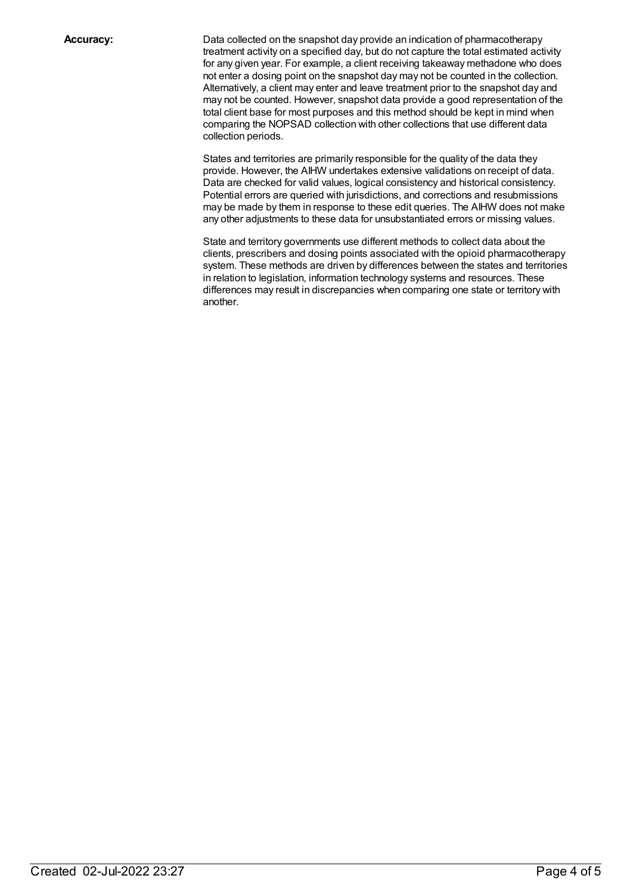**Accuracy:**

Data collected on the snapshot day provide an indication of pharmacotherapy treatment activity on a specified day, but do not capture the total estimated activity for any given year. For example, a client receiving takeaway methadone who does not enter a dosing point on the snapshot day may not be counted in the collection. Alternatively, a client may enter and leave treatment prior to the snapshot day and may not be counted. However, snapshot data provide a good representation of the total client base for most purposes and this method should be kept in mind when comparing the NOPSAD collection with other collections that use different data collection periods.

States and territories are primarily responsible for the quality of the data they provide. However, the AIHW undertakes extensive validations on receipt of data. Data are checked for valid values, logical consistency and historical consistency. Potential errors are queried with jurisdictions, and corrections and resubmissions may be made by them in response to these edit queries. The AIHW does not make any other adjustments to these data for unsubstantiated errors or missing values.

State and territory governments use different methods to collect data about the clients, prescribers and dosing points associated with the opioid pharmacotherapy system. These methods are driven by differences between the states and territories in relation to legislation, information technology systems and resources. These differences may result in discrepancies when comparing one state or territory with another.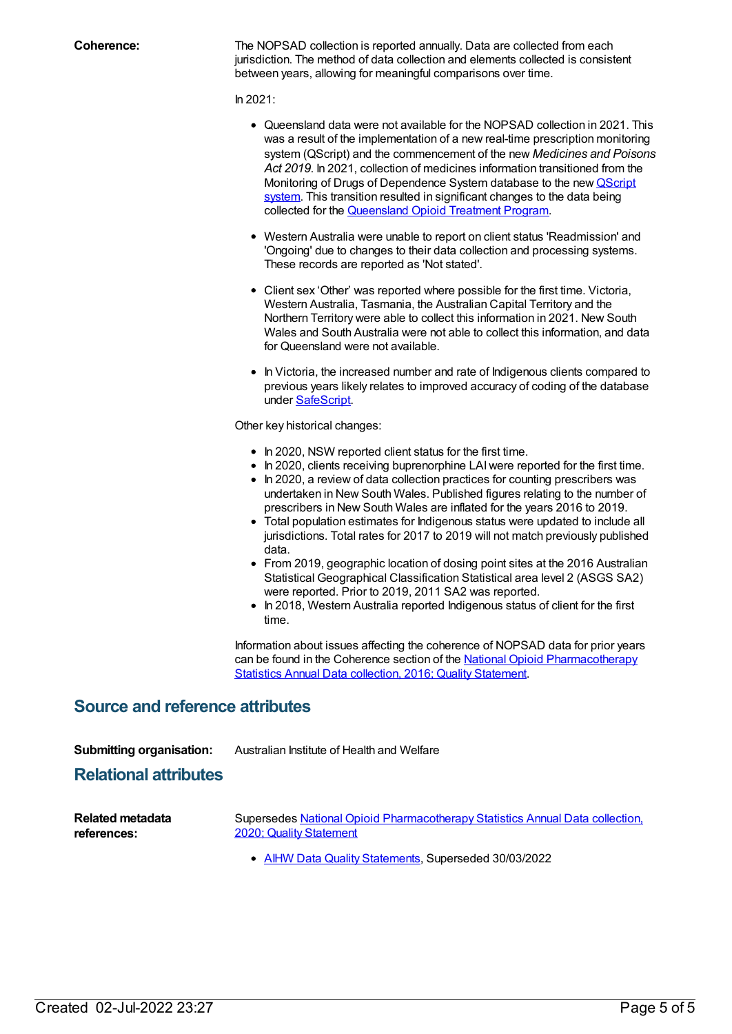**Coherence:**

The NOPSAD collection is reported annually. Data are collected from each jurisdiction. The method of data collection and elements collected is consistent between years, allowing for meaningful comparisons over time.

In 2021:

- Queensland data were not available for the NOPSAD collection in 2021. This was a result of the implementation of a new real-time prescription monitoring system (QScript) and the commencement of the new *Medicines and Poisons Act 2019*. In 2021, collection of medicines information transitioned from the Monitoring of Drugs of Dependence System database to the new QScript system. This transition resulted in significant changes to the data being collected for the Queensland Opioid Treatment Program.
- Western Australia were unable to report on client status 'Readmission' and 'Ongoing' due to changes to their data collection and processing systems. These records are reported as 'Not stated'.
- Client sex 'Other' was reported where possible for the first time. Victoria, Western Australia, Tasmania, the Australian Capital Territory and the Northern Territory were able to collect this information in 2021. New South Wales and South Australia were not able to collect this information, and data for Queensland were not available.
- In Victoria, the increased number and rate of Indigenous clients compared to previous years likely relates to improved accuracy of coding of the database under SafeScript.

Other key historical changes:

- In 2020, NSW reported client status for the first time.
- In 2020, clients receiving buprenorphine LAI were reported for the first time.
- In 2020, a review of data collection practices for counting prescribers was undertaken in New South Wales. Published figures relating to the number of prescribers in New South Wales are inflated for the years 2016 to 2019.
- Total population estimates for Indigenous status were updated to include all jurisdictions. Total rates for 2017 to 2019 will not match previously published data.
- From 2019, geographic location of dosing point sites at the 2016 Australian Statistical Geographical Classification Statistical area level 2 (ASGS SA2) were reported. Prior to 2019, 2011 SA2 was reported.
- In 2018, Western Australia reported Indigenous status of client for the first time.

Information about issues affecting the coherence of NOPSAD data for prior years can be found in the Coherence section of the National Opioid Pharmacotherapy Statistics Annual Data collection, 2016; Quality Statement.

## Source and reference attributes

**Submitting organisation:** Australian Institute of Health and Welfare

## Relational attributes

**Related metadata references:**

Supersedes National Opioid Pharmacotherapy Statistics Annual Data collection, 2020; Quality Statement

- AIHW Data Quality Statements, Superseded 30/03/2022